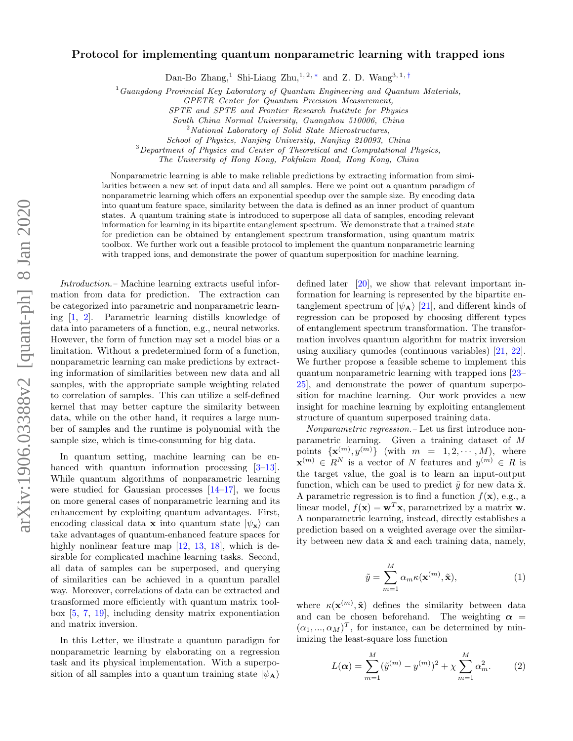# Protocol for implementing quantum nonparametric learning with trapped ions

Dan-Bo Zhang,[1] Shi-Liang Zhu,[1,2,*] and Z. D. Wang[3,1,†]

[1] *Guangdong Provincial Key Laboratory of Quantum Engineering and Quantum Materials, GPETR Center for Quantum Precision Measurement, SPTE and SPTE and Frontier Research Institute for Physics South China Normal University, Guangzhou 510006, China*
[2] *National Laboratory of Solid State Microstructures, School of Physics, Nanjing University, Nanjing 210093, China*
[3] *Department of Physics and Center of Theoretical and Computational Physics, The University of Hong Kong, Pokfulam Road, Hong Kong, China*

Nonparametric learning is able to make reliable predictions by extracting information from similarities between a new set of input data and all samples. Here we point out a quantum paradigm of nonparametric learning which offers an exponential speedup over the sample size. By encoding data into quantum feature space, similarity between the data is defined as an inner product of quantum states. A quantum training state is introduced to superpose all data of samples, encoding relevant information for learning in its bipartite entanglement spectrum. We demonstrate that a trained state for prediction can be obtained by entanglement spectrum transformation, using quantum matrix toolbox. We further work out a feasible protocol to implement the quantum nonparametric learning with trapped ions, and demonstrate the power of quantum superposition for machine learning.

*Introduction.*– Machine learning extracts useful information from data for prediction. The extraction can be categorized into parametric and nonparametric learning [1, 2]. Parametric learning distills knowledge of data into parameters of a function, e.g., neural networks. However, the form of function may set a model bias or a limitation. Without a predetermined form of a function, nonparametric learning can make predictions by extracting information of similarities between new data and all samples, with the appropriate sample weighting related to correlation of samples. This can utilize a self-defined kernel that may better capture the similarity between data, while on the other hand, it requires a large number of samples and the runtime is polynomial with the sample size, which is time-consuming for big data.

In quantum setting, machine learning can be enhanced with quantum information processing [3–13]. While quantum algorithms of nonparametric learning were studied for Gaussian processes [14–17], we focus on more general cases of nonparametric learning and its enhancement by exploiting quantum advantages. First, encoding classical data $\mathbf{x}$ into quantum state $|\psi_{\mathbf{x}}\rangle$ can take advantages of quantum-enhanced feature spaces for highly nonlinear feature map [12, 13, 18], which is desirable for complicated machine learning tasks. Second, all data of samples can be superposed, and querying of similarities can be achieved in a quantum parallel way. Moreover, correlations of data can be extracted and transformed more efficiently with quantum matrix toolbox [5, 7, 19], including density matrix exponentiation and matrix inversion.

In this Letter, we illustrate a quantum paradigm for nonparametric learning by elaborating on a regression task and its physical implementation. With a superposition of all samples into a quantum training state $|\psi_{\mathbf{A}}\rangle$ defined later [20], we show that relevant important information for learning is represented by the bipartite entanglement spectrum of $|\psi_{\mathbf{A}}\rangle$ [21], and different kinds of regression can be proposed by choosing different types of entanglement spectrum transformation. The transformation involves quantum algorithm for matrix inversion using auxiliary qumodes (continuous variables) [21, 22]. We further propose a feasible scheme to implement this quantum nonparametric learning with trapped ions [23–25], and demonstrate the power of quantum superposition for machine learning. Our work provides a new insight for machine learning by exploiting entanglement structure of quantum superposed training data.

*Nonparametric regression.*– Let us first introduce nonparametric learning. Given a training dataset of $M$ points $\{\mathbf{x}^{(m)}, y^{(m)}\}$ (with $m = 1, 2, \cdots, M$), where $\mathbf{x}^{(m)} \in R^N$ is a vector of $N$ features and $y^{(m)} \in R$ is the target value, the goal is to learn an input-output function, which can be used to predict $\tilde{y}$ for new data $\tilde{\mathbf{x}}$. A parametric regression is to find a function $f(\mathbf{x})$, e.g., a linear model, $f(\mathbf{x}) = \mathbf{w}^T\mathbf{x}$, parametrized by a matrix $\mathbf{w}$. A nonparametric learning, instead, directly establishes a prediction based on a weighted average over the similarity between new data $\tilde{\mathbf{x}}$ and each training data, namely,

$$\tilde{y} = \sum_{m=1}^{M} \alpha_m \kappa(\mathbf{x}^{(m)}, \tilde{\mathbf{x}}), \tag{1}$$

where $\kappa(\mathbf{x}^{(m)}, \tilde{\mathbf{x}})$ defines the similarity between data and can be chosen beforehand. The weighting $\boldsymbol{\alpha} = (\alpha_1, ..., \alpha_M)^T$, for instance, can be determined by minimizing the least-square loss function

$$L(\boldsymbol{\alpha}) = \sum_{m=1}^{M} (\tilde{y}^{(m)} - y^{(m)})^2 + \chi \sum_{m=1}^{M} \alpha_m^2. \tag{2}$$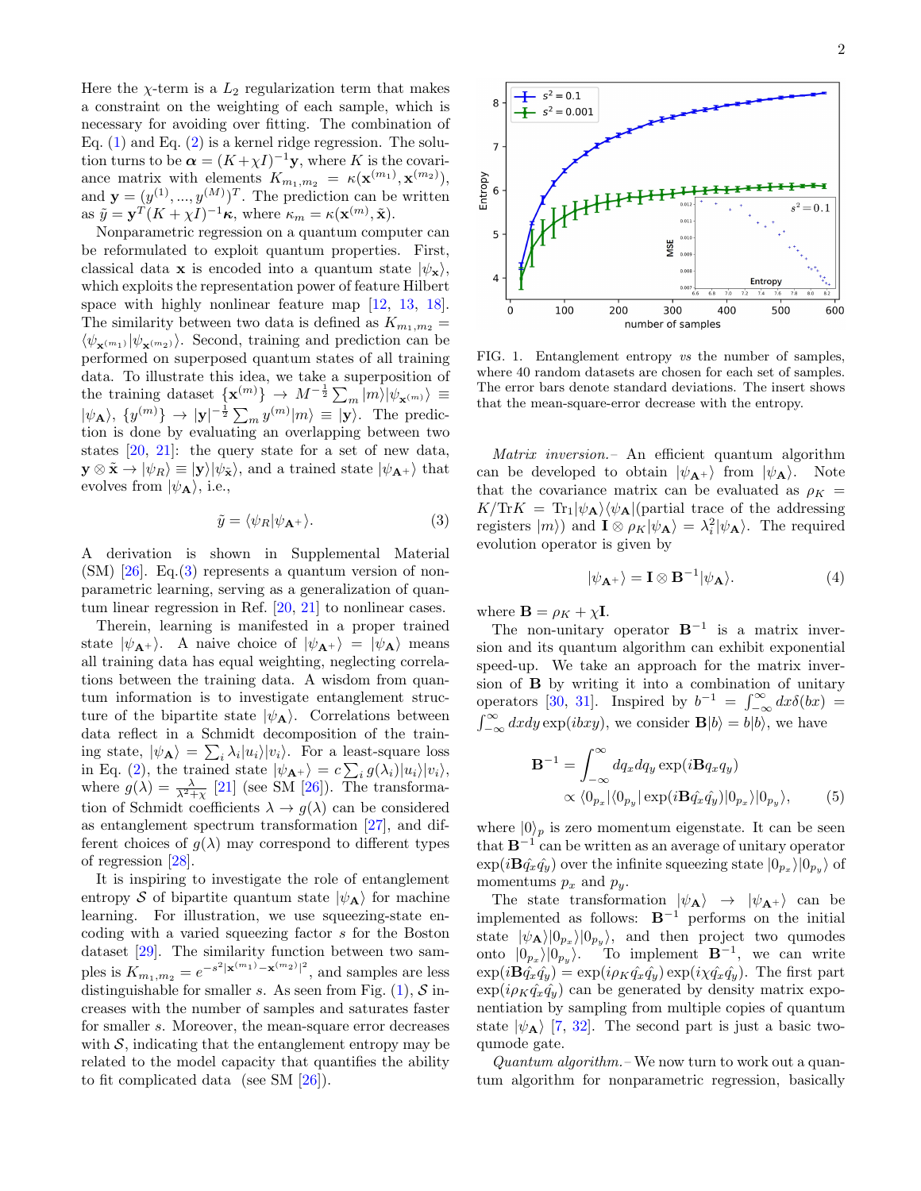Here the $\chi$-term is a $L_2$ regularization term that makes a constraint on the weighting of each sample, which is necessary for avoiding over fitting. The combination of Eq. (1) and Eq. (2) is a kernel ridge regression. The solution turns to be $\boldsymbol{\alpha} = (K+\chi I)^{-1}\mathbf{y}$, where $K$ is the covariance matrix with elements $K_{m_1,m_2} = \kappa(\mathbf{x}^{(m_1)}, \mathbf{x}^{(m_2)})$, and $\mathbf{y} = (y^{(1)}, ..., y^{(M)})^T$. The prediction can be written as $\tilde{y} = \mathbf{y}^T(K+\chi I)^{-1}\boldsymbol{\kappa}$, where $\kappa_m = \kappa(\mathbf{x}^{(m)}, \tilde{\mathbf{x}})$.

Nonparametric regression on a quantum computer can be reformulated to exploit quantum properties. First, classical data $\mathbf{x}$ is encoded into a quantum state $|\psi_{\mathbf{x}}\rangle$, which exploits the representation power of feature Hilbert space with highly nonlinear feature map [12, 13, 18]. The similarity between two data is defined as $K_{m_1,m_2} = \langle\psi_{\mathbf{x}^{(m_1)}}|\psi_{\mathbf{x}^{(m_2)}}\rangle$. Second, training and prediction can be performed on superposed quantum states of all training data. To illustrate this idea, we take a superposition of the training dataset $\{\mathbf{x}^{(m)}\} \rightarrow M^{-\frac{1}{2}}\sum_m |m\rangle|\psi_{\mathbf{x}^{(m)}}\rangle \equiv |\psi_{\mathbf{A}}\rangle$, $\{y^{(m)}\} \rightarrow |\mathbf{y}|^{-\frac{1}{2}}\sum_m y^{(m)}|m\rangle \equiv |\mathbf{y}\rangle$. The prediction is done by evaluating an overlapping between two states [20, 21]: the query state for a set of new data, $\mathbf{y}\otimes\tilde{\mathbf{x}} \rightarrow |\psi_R\rangle \equiv |\mathbf{y}\rangle|\psi_{\tilde{\mathbf{x}}}\rangle$, and a trained state $|\psi_{\mathbf{A}^+}\rangle$ that evolves from $|\psi_{\mathbf{A}}\rangle$, i.e.,

$$\tilde{y} = \langle\psi_R|\psi_{\mathbf{A}^+}\rangle. \tag{3}$$

A derivation is shown in Supplemental Material (SM) [26]. Eq.(3) represents a quantum version of nonparametric learning, serving as a generalization of quantum linear regression in Ref. [20, 21] to nonlinear cases.

Therein, learning is manifested in a proper trained state $|\psi_{\mathbf{A}^+}\rangle$. A naive choice of $|\psi_{\mathbf{A}^+}\rangle = |\psi_{\mathbf{A}}\rangle$ means all training data has equal weighting, neglecting correlations between the training data. A wisdom from quantum information is to investigate entanglement structure of the bipartite state $|\psi_{\mathbf{A}}\rangle$. Correlations between data reflect in a Schmidt decomposition of the training state, $|\psi_{\mathbf{A}}\rangle = \sum_i \lambda_i|u_i\rangle|v_i\rangle$. For a least-square loss in Eq. (2), the trained state $|\psi_{\mathbf{A}^+}\rangle = c\sum_i g(\lambda_i)|u_i\rangle|v_i\rangle$, where $g(\lambda) = \frac{\lambda}{\lambda^2+\chi}$ [21] (see SM [26]). The transformation of Schmidt coefficients $\lambda \rightarrow g(\lambda)$ can be considered as entanglement spectrum transformation [27], and different choices of $g(\lambda)$ may correspond to different types of regression [28].

It is inspiring to investigate the role of entanglement entropy $\mathcal{S}$ of bipartite quantum state $|\psi_{\mathbf{A}}\rangle$ for machine learning. For illustration, we use squeezing-state encoding with a varied squeezing factor $s$ for the Boston dataset [29]. The similarity function between two samples is $K_{m_1,m_2} = e^{-s^2|\mathbf{x}^{(m_1)}-\mathbf{x}^{(m_2)}|^2}$, and samples are less distinguishable for smaller $s$. As seen from Fig. (1), $\mathcal{S}$ increases with the number of samples and saturates faster for smaller $s$. Moreover, the mean-square error decreases with $\mathcal{S}$, indicating that the entanglement entropy may be related to the model capacity that quantifies the ability to fit complicated data (see SM [26]).

FIG. 1. Entanglement entropy *vs* the number of samples, where 40 random datasets are chosen for each set of samples. The error bars denote standard deviations. The insert shows that the mean-square-error decrease with the entropy.

*Matrix inversion.–* An efficient quantum algorithm can be developed to obtain $|\psi_{\mathbf{A}^+}\rangle$ from $|\psi_{\mathbf{A}}\rangle$. Note that the covariance matrix can be evaluated as $\rho_K = K/\mathrm{Tr}K = \mathrm{Tr}_1|\psi_{\mathbf{A}}\rangle\langle\psi_{\mathbf{A}}|$(partial trace of the addressing registers $|m\rangle$) and $\mathbf{I}\otimes\rho_K|\psi_{\mathbf{A}}\rangle = \lambda_i^2|\psi_{\mathbf{A}}\rangle$. The required evolution operator is given by

$$|\psi_{\mathbf{A}^+}\rangle = \mathbf{I}\otimes\mathbf{B}^{-1}|\psi_{\mathbf{A}}\rangle. \tag{4}$$

where $\mathbf{B} = \rho_K + \chi\mathbf{I}$.

The non-unitary operator $\mathbf{B}^{-1}$ is a matrix inversion and its quantum algorithm can exhibit exponential speed-up. We take an approach for the matrix inversion of $\mathbf{B}$ by writing it into a combination of unitary operators [30, 31]. Inspired by $b^{-1} = \int_{-\infty}^{\infty} dx\delta(bx) = \int_{-\infty}^{\infty} dxdy\exp(ibxy)$, we consider $\mathbf{B}|b\rangle = b|b\rangle$, we have

$$\begin{aligned}\mathbf{B}^{-1} &= \int_{-\infty}^{\infty} dq_x dq_y \exp(i\mathbf{B}q_x q_y) \\ &\propto \langle 0_{p_x}|\langle 0_{p_y}|\exp(i\mathbf{B}\hat{q_x}\hat{q_y})|0_{p_x}\rangle|0_{p_y}\rangle,\end{aligned} \tag{5}$$

where $|0\rangle_p$ is zero momentum eigenstate. It can be seen that $\mathbf{B}^{-1}$ can be written as an average of unitary operator $\exp(i\mathbf{B}\hat{q_x}\hat{q_y})$ over the infinite squeezing state $|0_{p_x}\rangle|0_{p_y}\rangle$ of momentums $p_x$ and $p_y$.

The state transformation $|\psi_{\mathbf{A}}\rangle \rightarrow |\psi_{\mathbf{A}^+}\rangle$ can be implemented as follows: $\mathbf{B}^{-1}$ performs on the initial state $|\psi_{\mathbf{A}}\rangle|0_{p_x}\rangle|0_{p_y}\rangle$, and then project two qumodes onto $|0_{p_x}\rangle|0_{p_y}\rangle$. To implement $\mathbf{B}^{-1}$, we can write $\exp(i\mathbf{B}\hat{q_x}\hat{q_y}) = \exp(i\rho_K\hat{q_x}\hat{q_y})\exp(i\chi\hat{q_x}\hat{q_y})$. The first part $\exp(i\rho_K\hat{q_x}\hat{q_y})$ can be generated by density matrix exponentiation by sampling from multiple copies of quantum state $|\psi_{\mathbf{A}}\rangle$ [7, 32]. The second part is just a basic two-qumode gate.

*Quantum algorithm.–* We now turn to work out a quantum algorithm for nonparametric regression, basically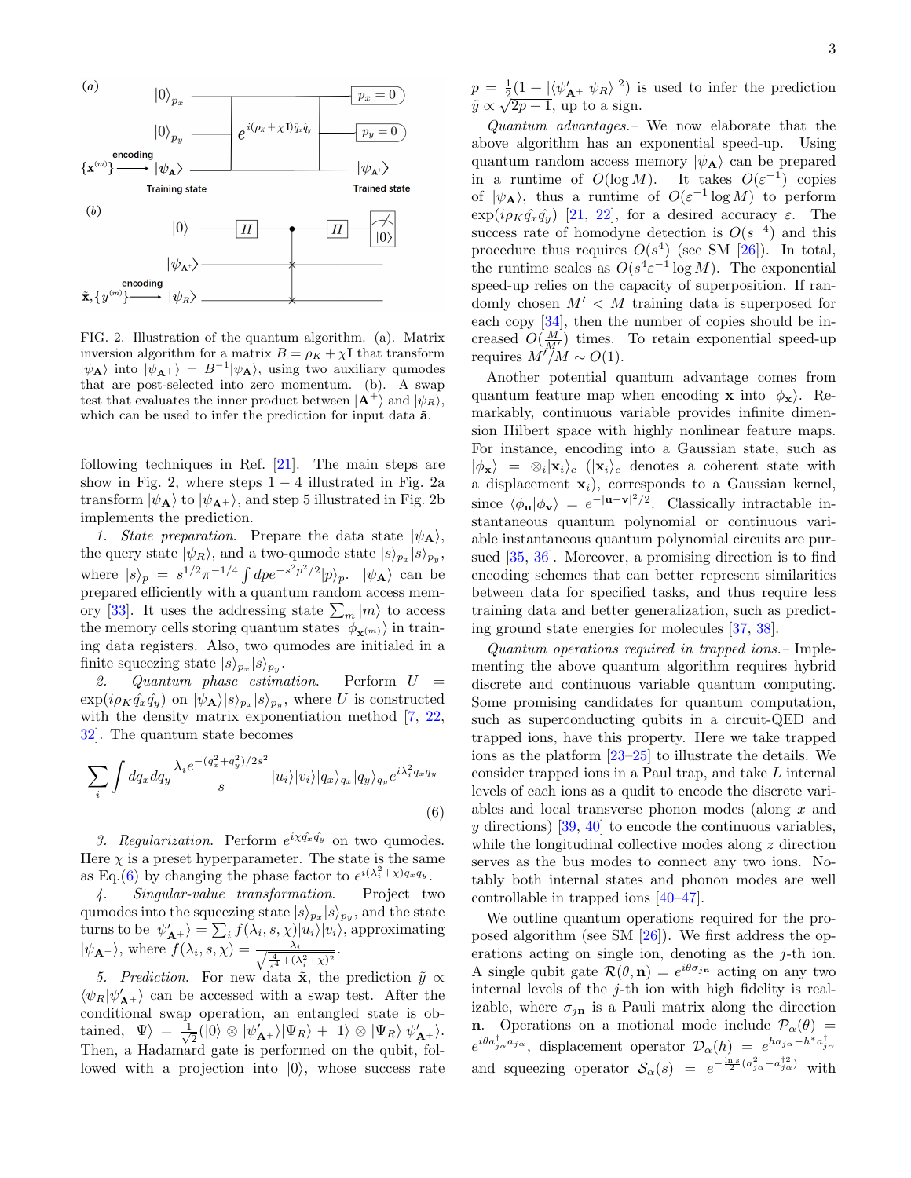FIG. 2. Illustration of the quantum algorithm. (a). Matrix inversion algorithm for a matrix $B = \rho_K + \chi\mathbf{I}$ that transform $|\psi_{\mathbf{A}}\rangle$ into $|\psi_{\mathbf{A}^+}\rangle = B^{-1}|\psi_{\mathbf{A}}\rangle$, using two auxiliary qumodes that are post-selected into zero momentum. (b). A swap test that evaluates the inner product between $|\mathbf{A}^+\rangle$ and $|\psi_R\rangle$, which can be used to infer the prediction for input data $\tilde{\mathbf{a}}$.

following techniques in Ref. [21]. The main steps are show in Fig. 2, where steps 1 − 4 illustrated in Fig. 2a transform $|\psi_{\mathbf{A}}\rangle$ to $|\psi_{\mathbf{A}^+}\rangle$, and step 5 illustrated in Fig. 2b implements the prediction.

*1. State preparation.* Prepare the data state $|\psi_{\mathbf{A}}\rangle$, the query state $|\psi_R\rangle$, and a two-qumode state $|s\rangle_{p_x}|s\rangle_{p_y}$, where $|s\rangle_p = s^{1/2}\pi^{-1/4}\int dp e^{-s^2p^2/2}|p\rangle_p$. $|\psi_{\mathbf{A}}\rangle$ can be prepared efficiently with a quantum random access memory [33]. It uses the addressing state $\sum_m |m\rangle$ to access the memory cells storing quantum states $|\phi_{\mathbf{x}^{(m)}}\rangle$ in training data registers. Also, two qumodes are initialed in a finite squeezing state $|s\rangle_{p_x}|s\rangle_{p_y}$.

*2. Quantum phase estimation.* Perform $U = \exp(i\rho_K\hat{q_x}\hat{q_y})$ on $|\psi_{\mathbf{A}}\rangle|s\rangle_{p_x}|s\rangle_{p_y}$, where $U$ is constructed with the density matrix exponentiation method [7, 22, 32]. The quantum state becomes

$$\sum_i \int dq_x dq_y \frac{\lambda_i e^{-(q_x^2+q_y^2)/2s^2}}{s}|u_i\rangle|v_i\rangle|q_x\rangle_{q_x}|q_y\rangle_{q_y}e^{i\lambda_i^2 q_x q_y} \tag{6}$$

*3. Regularization.* Perform $e^{i\chi\hat{q_x}\hat{q_y}}$ on two qumodes. Here $\chi$ is a preset hyperparameter. The state is the same as Eq.(6) by changing the phase factor to $e^{i(\lambda_i^2+\chi)q_x q_y}$.

*4. Singular-value transformation.* Project two qumodes into the squeezing state $|s\rangle_{p_x}|s\rangle_{p_y}$, and the state turns to be $|\psi'_{\mathbf{A}^+}\rangle = \sum_i f(\lambda_i, s, \chi)|u_i\rangle|v_i\rangle$, approximating $|\psi_{\mathbf{A}^+}\rangle$, where $f(\lambda_i, s, \chi) = \frac{\lambda_i}{\sqrt{\frac{4}{s^4}+(\lambda_i^2+\chi)^2}}$.

*5. Prediction.* For new data $\tilde{\mathbf{x}}$, the prediction $\tilde{y} \propto \langle\psi_R|\psi'_{\mathbf{A}^+}\rangle$ can be accessed with a swap test. After the conditional swap operation, an entangled state is obtained, $|\Psi\rangle = \frac{1}{\sqrt{2}}(|0\rangle \otimes |\psi'_{\mathbf{A}^+}\rangle|\Psi_R\rangle + |1\rangle \otimes |\Psi_R\rangle|\psi'_{\mathbf{A}^+}\rangle$. Then, a Hadamard gate is performed on the qubit, followed with a projection into $|0\rangle$, whose success rate $p = \frac{1}{2}(1 + |\langle\psi'_{\mathbf{A}^+}|\psi_R\rangle|^2)$ is used to infer the prediction $\tilde{y} \propto \sqrt{2p-1}$, up to a sign.

*Quantum advantages.–* We now elaborate that the above algorithm has an exponential speed-up. Using quantum random access memory $|\psi_{\mathbf{A}}\rangle$ can be prepared in a runtime of $O(\log M)$. It takes $O(\varepsilon^{-1})$ copies of $|\psi_{\mathbf{A}}\rangle$, thus a runtime of $O(\varepsilon^{-1}\log M)$ to perform $\exp(i\rho_K\hat{q_x}\hat{q_y})$ [21, 22], for a desired accuracy $\varepsilon$. The success rate of homodyne detection is $O(s^{-4})$ and this procedure thus requires $O(s^4)$ (see SM [26]). In total, the runtime scales as $O(s^4\varepsilon^{-1}\log M)$. The exponential speed-up relies on the capacity of superposition. If randomly chosen $M' < M$ training data is superposed for each copy [34], then the number of copies should be increased $O(\frac{M}{M'})$ times. To retain exponential speed-up requires $M'/M \sim O(1)$.

Another potential quantum advantage comes from quantum feature map when encoding $\mathbf{x}$ into $|\phi_{\mathbf{x}}\rangle$. Remarkably, continuous variable provides infinite dimension Hilbert space with highly nonlinear feature maps. For instance, encoding into a Gaussian state, such as $|\phi_{\mathbf{x}}\rangle = \otimes_i|\mathbf{x}_i\rangle_c$ ($|\mathbf{x}_i\rangle_c$ denotes a coherent state with a displacement $\mathbf{x}_i$), corresponds to a Gaussian kernel, since $\langle\phi_{\mathbf{u}}|\phi_{\mathbf{v}}\rangle = e^{-|\mathbf{u}-\mathbf{v}|^2/2}$. Classically intractable instantaneous quantum polynomial or continuous variable instantaneous quantum polynomial circuits are pursued [35, 36]. Moreover, a promising direction is to find encoding schemes that can better represent similarities between data for specified tasks, and thus require less training data and better generalization, such as predicting ground state energies for molecules [37, 38].

*Quantum operations required in trapped ions.–* Implementing the above quantum algorithm requires hybrid discrete and continuous variable quantum computing. Some promising candidates for quantum computation, such as superconducting qubits in a circuit-QED and trapped ions, have this property. Here we take trapped ions as the platform [23–25] to illustrate the details. We consider trapped ions in a Paul trap, and take $L$ internal levels of each ions as a qudit to encode the discrete variables and local transverse phonon modes (along $x$ and $y$ directions) [39, 40] to encode the continuous variables, while the longitudinal collective modes along $z$ direction serves as the bus modes to connect any two ions. Notably both internal states and phonon modes are well controllable in trapped ions [40–47].

We outline quantum operations required for the proposed algorithm (see SM [26]). We first address the operations acting on single ion, denoting as the $j$-th ion. A single qubit gate $\mathcal{R}(\theta, \mathbf{n}) = e^{i\theta\sigma_{j\mathbf{n}}}$ acting on any two internal levels of the $j$-th ion with high fidelity is realizable, where $\sigma_{j\mathbf{n}}$ is a Pauli matrix along the direction $\mathbf{n}$. Operations on a motional mode include $\mathcal{P}_\alpha(\theta) = e^{i\theta a^\dagger_{j\alpha}a_{j\alpha}}$, displacement operator $\mathcal{D}_\alpha(h) = e^{ha_{j\alpha}-h^*a^\dagger_{j\alpha}}$ and squeezing operator $\mathcal{S}_\alpha(s) = e^{-\frac{\ln s}{2}(a^2_{j\alpha}-a^{\dagger 2}_{j\alpha})}$ with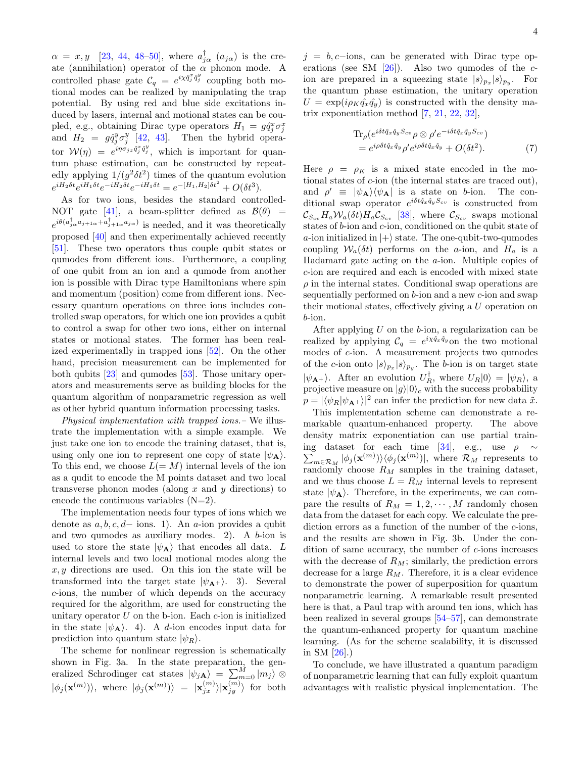$\alpha = x, y$ [23, 44, 48–50], where $a^\dagger_{j\alpha}$ ($a_{j\alpha}$) is the create (annihilation) operator of the $\alpha$ phonon mode. A controlled phase gate $\mathcal{C}_q = e^{i\chi \hat{q}^x_j \hat{q}^y_j}$ coupling both motional modes can be realized by manipulating the trap potential. By using red and blue side excitations induced by lasers, internal and motional states can be coupled, e.g., obtaining Dirac type operators $H_1 = g\hat{q}^x_j \sigma^x_j$ and $H_2 = g\hat{q}^y_j \sigma^y_j$ [42, 43]. Then the hybrid operator $\mathcal{W}(\eta) = e^{i\eta\sigma_{jz}\hat{q}^x_j \hat{q}^y_j}$, which is important for quantum phase estimation, can be constructed by repeatedly applying $1/(g^2\delta t^2)$ times of the quantum evolution $e^{iH_2\delta t}e^{iH_1\delta t}e^{-iH_2\delta t}e^{-iH_1\delta t} = e^{-[H_1,H_2]\delta t^2} + O(\delta t^3)$.

As for two ions, besides the standard controlled-NOT gate [41], a beam-splitter defined as $\mathcal{B}(\theta) = e^{i\theta(a^\dagger_{j\alpha}a_{j+1\alpha} + a^\dagger_{j+1\alpha}a_{j\alpha})}$ is needed, and it was theoretically proposed [40] and then experimentally achieved recently [51]. These two operators thus couple qubit states or qumodes from different ions. Furthermore, a coupling of one qubit from an ion and a qumode from another ion is possible with Dirac type Hamiltonians where spin and momentum (position) come from different ions. Necessary quantum operations on three ions includes controlled swap operators, for which one ion provides a qubit to control a swap for other two ions, either on internal states or motional states. The former has been realized experimentally in trapped ions [52]. On the other hand, precision measurement can be implemented for both qubits [23] and qumodes [53]. Those unitary operators and measurements serve as building blocks for the quantum algorithm of nonparametric regression as well as other hybrid quantum information processing tasks.

*Physical implementation with trapped ions.–* We illustrate the implementation with a simple example. We just take one ion to encode the training dataset, that is, using only one ion to represent one copy of state $|\psi_{\mathbf{A}}\rangle$. To this end, we choose $L(=M)$ internal levels of the ion as a qudit to encode the M points dataset and two local transverse phonon modes (along $x$ and $y$ directions) to encode the continuous variables (N=2).

The implementation needs four types of ions which we denote as $a, b, c, d-$ ions. 1). An $a$-ion provides a qubit and two qumodes as auxiliary modes. 2). A $b$-ion is used to store the state $|\psi_{\mathbf{A}}\rangle$ that encodes all data. $L$ internal levels and two local motional modes along the $x, y$ directions are used. On this ion the state will be transformed into the target state $|\psi_{\mathbf{A}^+}\rangle$. 3). Several $c$-ions, the number of which depends on the accuracy required for the algorithm, are used for constructing the unitary operator $U$ on the b-ion. Each $c$-ion is initialized in the state $|\psi_{\mathbf{A}}\rangle$. 4). A $d$-ion encodes input data for prediction into quantum state $|\psi_R\rangle$.

The scheme for nonlinear regression is schematically shown in Fig. 3a. In the state preparation, the generalized Schrodinger cat states $|\psi_{j\mathbf{A}}\rangle = \sum_{m=0}^{M} |m_j\rangle \otimes |\phi_j(\mathbf{x}^{(m)})\rangle$, where $|\phi_j(\mathbf{x}^{(m)})\rangle = |\mathbf{x}^{(m)}_{jx}\rangle|\mathbf{x}^{(m)}_{jy}\rangle$ for both $j = b, c-$ions, can be generated with Dirac type operations (see SM [26]). Also two qumodes of the $c$-ion are prepared in a squeezing state $|s\rangle_{p_x}|s\rangle_{p_y}$. For the quantum phase estimation, the unitary operation $U = \exp(i\rho_K \hat{q_x}\hat{q_y})$ is constructed with the density matrix exponentiation method [7, 21, 22, 32],

$$\begin{aligned}&\mathrm{Tr}_\rho(e^{i\delta t \hat{q}_x \hat{q}_y S_{cv}}\rho \otimes \rho' e^{-i\delta t \hat{q}_x \hat{q}_y S_{cv}}) \\ &= e^{i\rho\delta t \hat{q}_x \hat{q}_y}\rho' e^{i\rho\delta t \hat{q}_x \hat{q}_y} + O(\delta t^2). \end{aligned} \tag{7}$$

Here $\rho = \rho_K$ is a mixed state encoded in the motional states of $c$-ion (the internal states are traced out), and $\rho' \equiv |\psi_{\mathbf{A}}\rangle\langle\psi_{\mathbf{A}}|$ is a state on $b$-ion. The conditional swap operator $e^{i\delta t \hat{q}_x \hat{q}_y S_{cv}}$ is constructed from $\mathcal{C}_{S_{cv}} H_a \mathcal{W}_a(\delta t) H_a \mathcal{C}_{S_{cv}}$ [38], where $\mathcal{C}_{S_{cv}}$ swaps motional states of $b$-ion and $c$-ion, conditioned on the qubit state of $a$-ion initialized in $|+\rangle$ state. The one-qubit-two-qumodes coupling $\mathcal{W}_a(\delta t)$ performs on the $a$-ion, and $H_a$ is a Hadamard gate acting on the $a$-ion. Multiple copies of $c$-ion are required and each is encoded with mixed state $\rho$ in the internal states. Conditional swap operations are sequentially performed on $b$-ion and a new $c$-ion and swap their motional states, effectively giving a $U$ operation on $b$-ion.

After applying $U$ on the $b$-ion, a regularization can be realized by applying $\mathcal{C}_q = e^{i\chi \hat{q}_x \hat{q}_y}$on the two motional modes of $c$-ion. A measurement projects two qumodes of the $c$-ion onto $|s\rangle_{p_x}|s\rangle_{p_y}$. The $b$-ion is on target state $|\psi_{\mathbf{A}^+}\rangle$. After an evolution $U_R^\dagger$, where $U_R|0\rangle = |\psi_R\rangle$, a projective measure on $|g\rangle|0\rangle_c$ with the success probability $p = |\langle\psi_R|\psi_{\mathbf{A}^+}\rangle|^2$ can infer the prediction for new data $\tilde{x}$.

This implementation scheme can demonstrate a remarkable quantum-enhanced property. The above density matrix exponentiation can use partial training dataset for each time [34], e.g., use $\rho \sim \sum_{m\in\mathcal{R}_M} |\phi_j(\mathbf{x}^{(m)})\rangle\langle\phi_j(\mathbf{x}^{(m)})|$, where $\mathcal{R}_M$ represents to randomly choose $R_M$ samples in the training dataset, and we thus choose $L = R_M$ internal levels to represent state $|\psi_{\mathbf{A}}\rangle$. Therefore, in the experiments, we can compare the results of $R_M = 1, 2, \cdots, M$ randomly chosen data from the dataset for each copy. We calculate the prediction errors as a function of the number of the $c$-ions, and the results are shown in Fig. 3b. Under the condition of same accuracy, the number of $c$-ions increases with the decrease of $R_M$; similarly, the prediction errors decrease for a large $R_M$. Therefore, it is a clear evidence to demonstrate the power of superposition for quantum nonparametric learning. A remarkable result presented here is that, a Paul trap with around ten ions, which has been realized in several groups [54–57], can demonstrate the quantum-enhanced property for quantum machine learning. (As for the scheme scalability, it is discussed in SM [26].)

To conclude, we have illustrated a quantum paradigm of nonparametric learning that can fully exploit quantum advantages with realistic physical implementation. The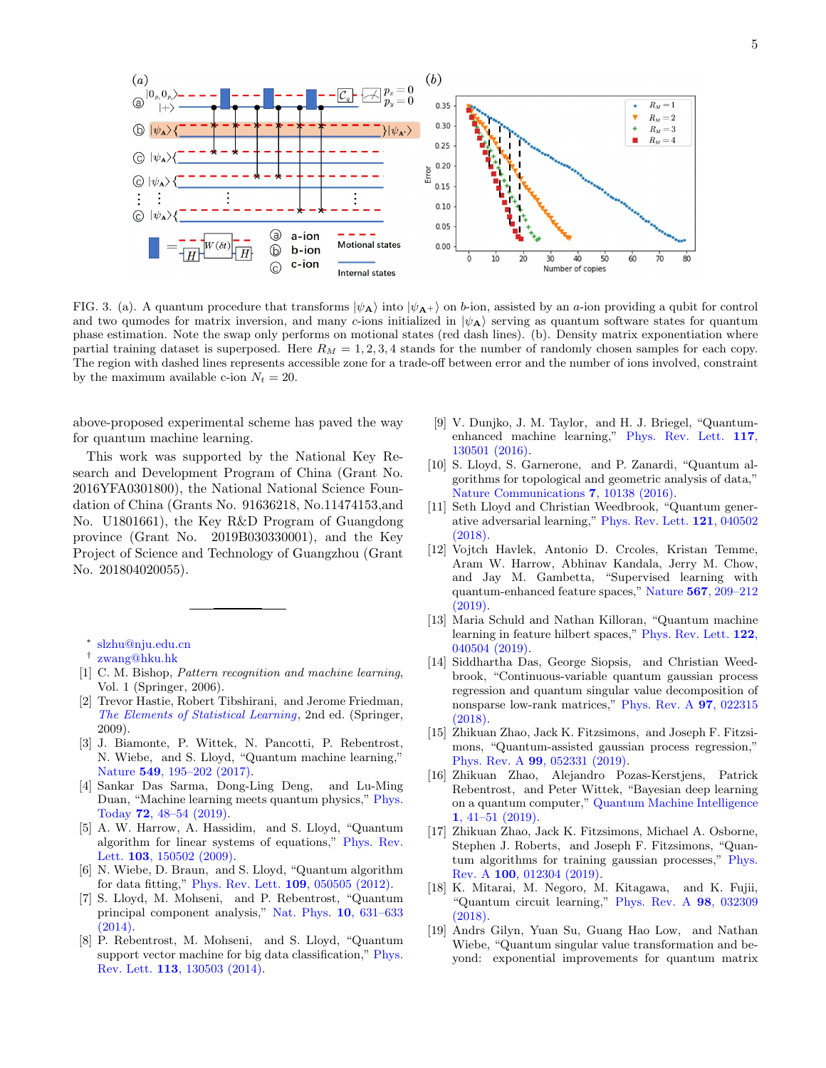FIG. 3. (a). A quantum procedure that transforms $|\psi_{\mathbf{A}}\rangle$ into $|\psi_{\mathbf{A}^+}\rangle$ on $b$-ion, assisted by an $a$-ion providing a qubit for control and two qumodes for matrix inversion, and many $c$-ions initialized in $|\psi_{\mathbf{A}}\rangle$ serving as quantum software states for quantum phase estimation. Note the swap only performs on motional states (red dash lines). (b). Density matrix exponentiation where partial training dataset is superposed. Here $R_M = 1, 2, 3, 4$ stands for the number of randomly chosen samples for each copy. The region with dashed lines represents accessible zone for a trade-off between error and the number of ions involved, constraint by the maximum available c-ion $N_t = 20$.

above-proposed experimental scheme has paved the way for quantum machine learning.

This work was supported by the National Key Research and Development Program of China (Grant No. 2016YFA0301800), the National National Science Foundation of China (Grants No. 91636218, No.11474153,and No. U1801661), the Key R&D Program of Guangdong province (Grant No. 2019B030330001), and the Key Project of Science and Technology of Guangzhou (Grant No. 201804020055).

---

* slzhu@nju.edu.cn
† zwang@hku.hk

[1] C. M. Bishop, *Pattern recognition and machine learning*, Vol. 1 (Springer, 2006).
[2] Trevor Hastie, Robert Tibshirani, and Jerome Friedman, *The Elements of Statistical Learning*, 2nd ed. (Springer, 2009).
[3] J. Biamonte, P. Wittek, N. Pancotti, P. Rebentrost, N. Wiebe, and S. Lloyd, "Quantum machine learning," Nature **549**, 195–202 (2017).
[4] Sankar Das Sarma, Dong-Ling Deng, and Lu-Ming Duan, "Machine learning meets quantum physics," Phys. Today **72**, 48–54 (2019).
[5] A. W. Harrow, A. Hassidim, and S. Lloyd, "Quantum algorithm for linear systems of equations," Phys. Rev. Lett. **103**, 150502 (2009).
[6] N. Wiebe, D. Braun, and S. Lloyd, "Quantum algorithm for data fitting," Phys. Rev. Lett. **109**, 050505 (2012).
[7] S. Lloyd, M. Mohseni, and P. Rebentrost, "Quantum principal component analysis," Nat. Phys. **10**, 631–633 (2014).
[8] P. Rebentrost, M. Mohseni, and S. Lloyd, "Quantum support vector machine for big data classification," Phys. Rev. Lett. **113**, 130503 (2014).
[9] V. Dunjko, J. M. Taylor, and H. J. Briegel, "Quantum-enhanced machine learning," Phys. Rev. Lett. **117**, 130501 (2016).
[10] S. Lloyd, S. Garnerone, and P. Zanardi, "Quantum algorithms for topological and geometric analysis of data," Nature Communications **7**, 10138 (2016).
[11] Seth Lloyd and Christian Weedbrook, "Quantum generative adversarial learning," Phys. Rev. Lett. **121**, 040502 (2018).
[12] Vojtch Havlek, Antonio D. Crcoles, Kristan Temme, Aram W. Harrow, Abhinav Kandala, Jerry M. Chow, and Jay M. Gambetta, "Supervised learning with quantum-enhanced feature spaces," Nature **567**, 209–212 (2019).
[13] Maria Schuld and Nathan Killoran, "Quantum machine learning in feature hilbert spaces," Phys. Rev. Lett. **122**, 040504 (2019).
[14] Siddhartha Das, George Siopsis, and Christian Weedbrook, "Continuous-variable quantum gaussian process regression and quantum singular value decomposition of nonsparse low-rank matrices," Phys. Rev. A **97**, 022315 (2018).
[15] Zhikuan Zhao, Jack K. Fitzsimons, and Joseph F. Fitzsimons, "Quantum-assisted gaussian process regression," Phys. Rev. A **99**, 052331 (2019).
[16] Zhikuan Zhao, Alejandro Pozas-Kerstjens, Patrick Rebentrost, and Peter Wittek, "Bayesian deep learning on a quantum computer," Quantum Machine Intelligence **1**, 41–51 (2019).
[17] Zhikuan Zhao, Jack K. Fitzsimons, Michael A. Osborne, Stephen J. Roberts, and Joseph F. Fitzsimons, "Quantum algorithms for training gaussian processes," Phys. Rev. A **100**, 012304 (2019).
[18] K. Mitarai, M. Negoro, M. Kitagawa, and K. Fujii, "Quantum circuit learning," Phys. Rev. A **98**, 032309 (2018).
[19] Andrs Gilyn, Yuan Su, Guang Hao Low, and Nathan Wiebe, "Quantum singular value transformation and beyond: exponential improvements for quantum matrix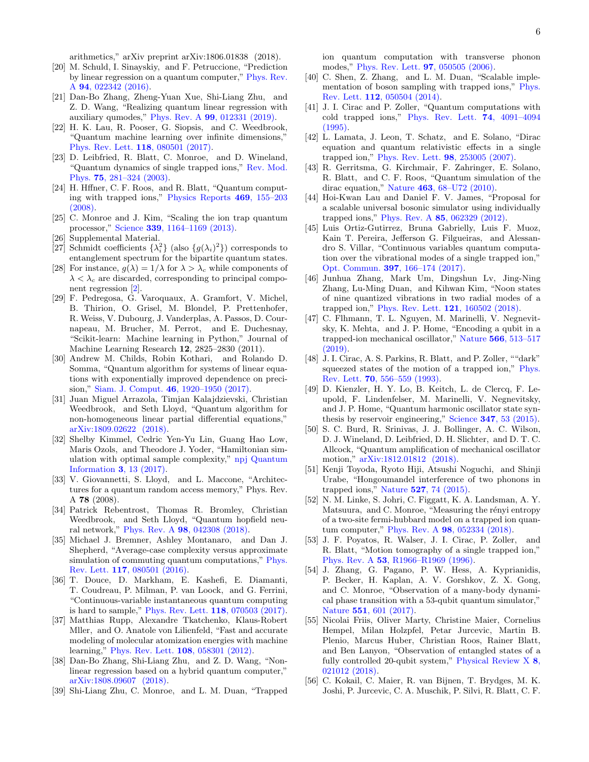arithmetics," arXiv preprint arXiv:1806.01838 (2018).

[20] M. Schuld, I. Sinayskiy, and F. Petruccione, "Prediction by linear regression on a quantum computer," Phys. Rev. A **94**, 022342 (2016).

[21] Dan-Bo Zhang, Zheng-Yuan Xue, Shi-Liang Zhu, and Z. D. Wang, "Realizing quantum linear regression with auxiliary qumodes," Phys. Rev. A **99**, 012331 (2019).

[22] H. K. Lau, R. Pooser, G. Siopsis, and C. Weedbrook, "Quantum machine learning over infinite dimensions," Phys. Rev. Lett. **118**, 080501 (2017).

[23] D. Leibfried, R. Blatt, C. Monroe, and D. Wineland, "Quantum dynamics of single trapped ions," Rev. Mod. Phys. **75**, 281–324 (2003).

[24] H. Hffner, C. F. Roos, and R. Blatt, "Quantum computing with trapped ions," Physics Reports **469**, 155–203 (2008).

[25] C. Monroe and J. Kim, "Scaling the ion trap quantum processor," Science **339**, 1164–1169 (2013).

[26] Supplemental Material.

[27] Schmidt coefficients $\{\lambda_i^2\}$ (also $\{g(\lambda_i)^2\}$) corresponds to entanglement spectrum for the bipartite quantum states.

[28] For instance, $g(\lambda) = 1/\lambda$ for $\lambda > \lambda_c$ while components of $\lambda < \lambda_c$ are discarded, corresponding to principal component regression [2].

[29] F. Pedregosa, G. Varoquaux, A. Gramfort, V. Michel, B. Thirion, O. Grisel, M. Blondel, P. Prettenhofer, R. Weiss, V. Dubourg, J. Vanderplas, A. Passos, D. Cournapeau, M. Brucher, M. Perrot, and E. Duchesnay, "Scikit-learn: Machine learning in Python," Journal of Machine Learning Research **12**, 2825–2830 (2011).

[30] Andrew M. Childs, Robin Kothari, and Rolando D. Somma, "Quantum algorithm for systems of linear equations with exponentially improved dependence on precision," Siam. J. Comput. **46**, 1920–1950 (2017).

[31] Juan Miguel Arrazola, Timjan Kalajdzievski, Christian Weedbrook, and Seth Lloyd, "Quantum algorithm for non-homogeneous linear partial differential equations," arXiv:1809.02622 (2018).

[32] Shelby Kimmel, Cedric Yen-Yu Lin, Guang Hao Low, Maris Ozols, and Theodore J. Yoder, "Hamiltonian simulation with optimal sample complexity," npj Quantum Information **3**, 13 (2017).

[33] V. Giovannetti, S. Lloyd, and L. Maccone, "Architectures for a quantum random access memory," Phys. Rev. A **78** (2008).

[34] Patrick Rebentrost, Thomas R. Bromley, Christian Weedbrook, and Seth Lloyd, "Quantum hopfield neural network," Phys. Rev. A **98**, 042308 (2018).

[35] Michael J. Bremner, Ashley Montanaro, and Dan J. Shepherd, "Average-case complexity versus approximate simulation of commuting quantum computations," Phys. Rev. Lett. **117**, 080501 (2016).

[36] T. Douce, D. Markham, E. Kashefi, E. Diamanti, T. Coudreau, P. Milman, P. van Loock, and G. Ferrini, "Continuous-variable instantaneous quantum computing is hard to sample," Phys. Rev. Lett. **118**, 070503 (2017).

[37] Matthias Rupp, Alexandre Tkatchenko, Klaus-Robert Mller, and O. Anatole von Lilienfeld, "Fast and accurate modeling of molecular atomization energies with machine learning," Phys. Rev. Lett. **108**, 058301 (2012).

[38] Dan-Bo Zhang, Shi-Liang Zhu, and Z. D. Wang, "Nonlinear regression based on a hybrid quantum computer," arXiv:1808.09607 (2018).

[39] Shi-Liang Zhu, C. Monroe, and L. M. Duan, "Trapped ion quantum computation with transverse phonon modes," Phys. Rev. Lett. **97**, 050505 (2006).

[40] C. Shen, Z. Zhang, and L. M. Duan, "Scalable implementation of boson sampling with trapped ions," Phys. Rev. Lett. **112**, 050504 (2014).

[41] J. I. Cirac and P. Zoller, "Quantum computations with cold trapped ions," Phys. Rev. Lett. **74**, 4091–4094 (1995).

[42] L. Lamata, J. Leon, T. Schatz, and E. Solano, "Dirac equation and quantum relativistic effects in a single trapped ion," Phys. Rev. Lett. **98**, 253005 (2007).

[43] R. Gerritsma, G. Kirchmair, F. Zahringer, E. Solano, R. Blatt, and C. F. Roos, "Quantum simulation of the dirac equation," Nature **463**, 68–U72 (2010).

[44] Hoi-Kwan Lau and Daniel F. V. James, "Proposal for a scalable universal bosonic simulator using individually trapped ions," Phys. Rev. A **85**, 062329 (2012).

[45] Luis Ortiz-Gutirrez, Bruna Gabrielly, Luis F. Muoz, Kain T. Pereira, Jefferson G. Filgueiras, and Alessandro S. Villar, "Continuous variables quantum computation over the vibrational modes of a single trapped ion," Opt. Commun. **397**, 166–174 (2017).

[46] Junhua Zhang, Mark Um, Dingshun Lv, Jing-Ning Zhang, Lu-Ming Duan, and Kihwan Kim, "Noon states of nine quantized vibrations in two radial modes of a trapped ion," Phys. Rev. Lett. **121**, 160502 (2018).

[47] C. Flhmann, T. L. Nguyen, M. Marinelli, V. Negnevitsky, K. Mehta, and J. P. Home, "Encoding a qubit in a trapped-ion mechanical oscillator," Nature **566**, 513–517 (2019).

[48] J. I. Cirac, A. S. Parkins, R. Blatt, and P. Zoller, ""dark" squeezed states of the motion of a trapped ion," Phys. Rev. Lett. **70**, 556–559 (1993).

[49] D. Kienzler, H. Y. Lo, B. Keitch, L. de Clercq, F. Leupold, F. Lindenfelser, M. Marinelli, V. Negnevitsky, and J. P. Home, "Quantum harmonic oscillator state synthesis by reservoir engineering," Science **347**, 53 (2015).

[50] S. C. Burd, R. Srinivas, J. J. Bollinger, A. C. Wilson, D. J. Wineland, D. Leibfried, D. H. Slichter, and D. T. C. Allcock, "Quantum amplification of mechanical oscillator motion," arXiv:1812.01812 (2018).

[51] Kenji Toyoda, Ryoto Hiji, Atsushi Noguchi, and Shinji Urabe, "Hongoumandel interference of two phonons in trapped ions," Nature **527**, 74 (2015).

[52] N. M. Linke, S. Johri, C. Figgatt, K. A. Landsman, A. Y. Matsuura, and C. Monroe, "Measuring the rényi entropy of a two-site fermi-hubbard model on a trapped ion quantum computer," Phys. Rev. A **98**, 052334 (2018).

[53] J. F. Poyatos, R. Walser, J. I. Cirac, P. Zoller, and R. Blatt, "Motion tomography of a single trapped ion," Phys. Rev. A **53**, R1966–R1969 (1996).

[54] J. Zhang, G. Pagano, P. W. Hess, A. Kyprianidis, P. Becker, H. Kaplan, A. V. Gorshkov, Z. X. Gong, and C. Monroe, "Observation of a many-body dynamical phase transition with a 53-qubit quantum simulator," Nature **551**, 601 (2017).

[55] Nicolai Friis, Oliver Marty, Christine Maier, Cornelius Hempel, Milan Holzpfel, Petar Jurcevic, Martin B. Plenio, Marcus Huber, Christian Roos, Rainer Blatt, and Ben Lanyon, "Observation of entangled states of a fully controlled 20-qubit system," Physical Review X **8**, 021012 (2018).

[56] C. Kokail, C. Maier, R. van Bijnen, T. Brydges, M. K. Joshi, P. Jurcevic, C. A. Muschik, P. Silvi, R. Blatt, C. F.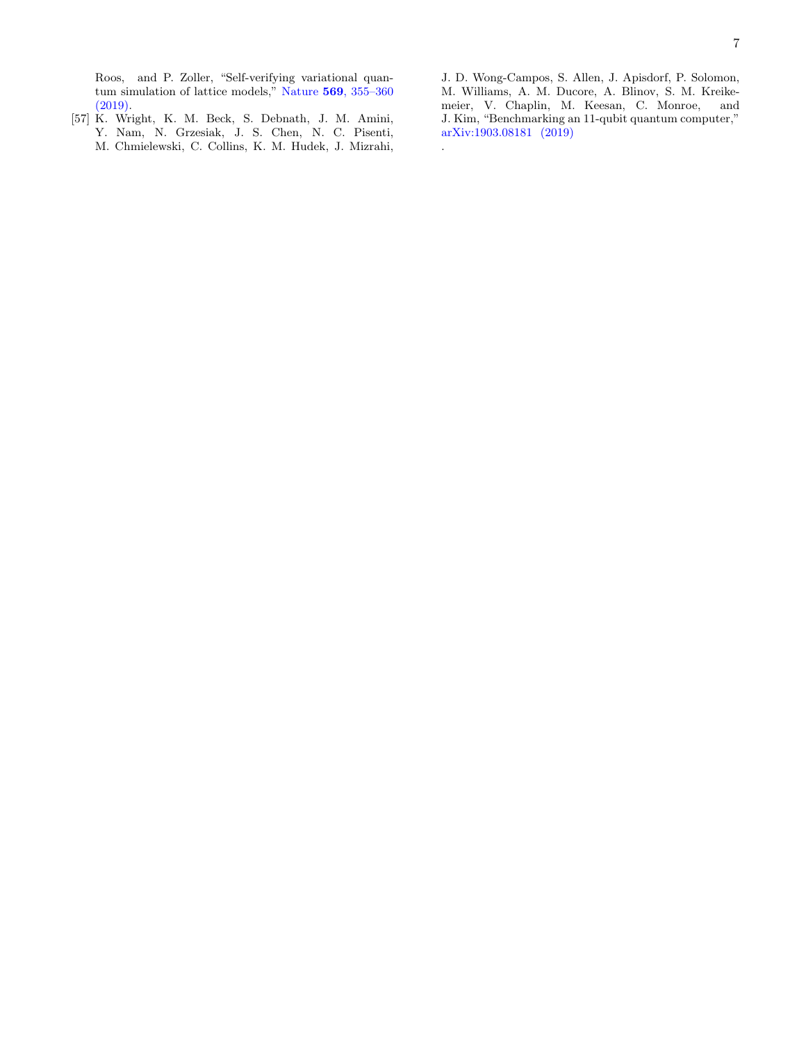Roos, and P. Zoller, "Self-verifying variational quantum simulation of lattice models," Nature **569**, 355–360 (2019).

[57] K. Wright, K. M. Beck, S. Debnath, J. M. Amini, Y. Nam, N. Grzesiak, J. S. Chen, N. C. Pisenti, M. Chmielewski, C. Collins, K. M. Hudek, J. Mizrahi, J. D. Wong-Campos, S. Allen, J. Apisdorf, P. Solomon, M. Williams, A. M. Ducore, A. Blinov, S. M. Kreikemeier, V. Chaplin, M. Keesan, C. Monroe, and J. Kim, "Benchmarking an 11-qubit quantum computer," arXiv:1903.08181 (2019) .